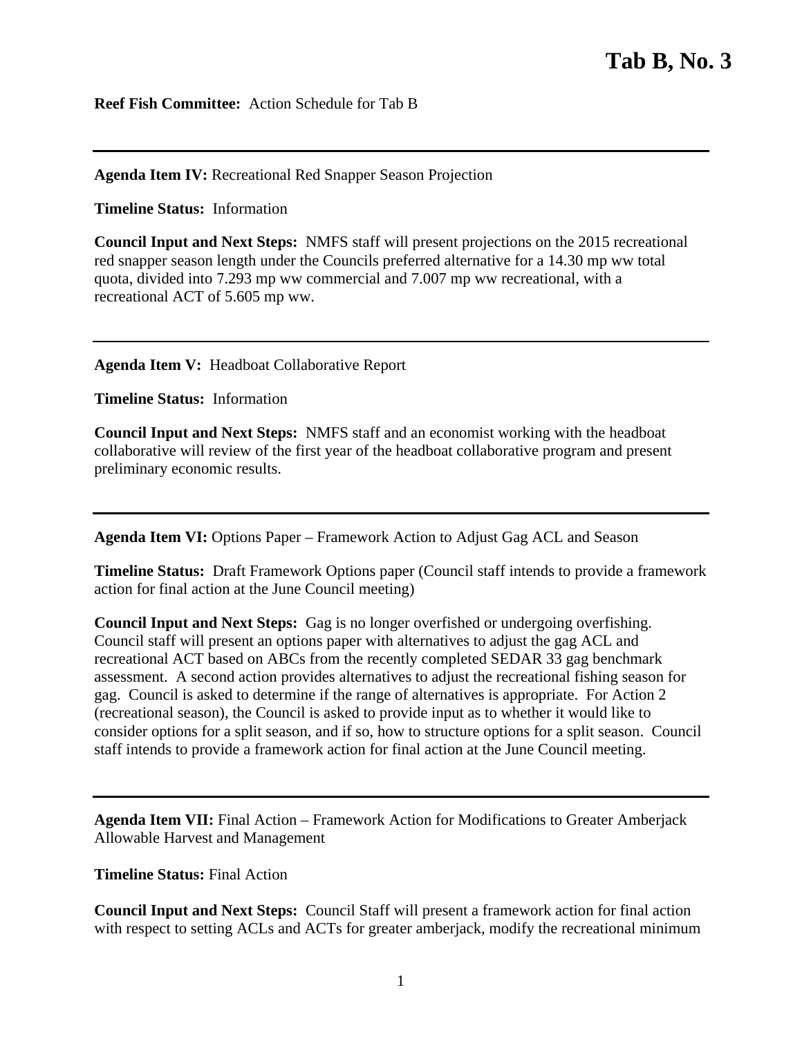# Tab B, No. 3

**Reef Fish Committee:** Action Schedule for Tab B

---

**Agenda Item IV:** Recreational Red Snapper Season Projection

**Timeline Status:** Information

**Council Input and Next Steps:** NMFS staff will present projections on the 2015 recreational red snapper season length under the Councils preferred alternative for a 14.30 mp ww total quota, divided into 7.293 mp ww commercial and 7.007 mp ww recreational, with a recreational ACT of 5.605 mp ww.

---

**Agenda Item V:** Headboat Collaborative Report

**Timeline Status:** Information

**Council Input and Next Steps:** NMFS staff and an economist working with the headboat collaborative will review of the first year of the headboat collaborative program and present preliminary economic results.

---

**Agenda Item VI:** Options Paper – Framework Action to Adjust Gag ACL and Season

**Timeline Status:** Draft Framework Options paper (Council staff intends to provide a framework action for final action at the June Council meeting)

**Council Input and Next Steps:** Gag is no longer overfished or undergoing overfishing. Council staff will present an options paper with alternatives to adjust the gag ACL and recreational ACT based on ABCs from the recently completed SEDAR 33 gag benchmark assessment. A second action provides alternatives to adjust the recreational fishing season for gag. Council is asked to determine if the range of alternatives is appropriate. For Action 2 (recreational season), the Council is asked to provide input as to whether it would like to consider options for a split season, and if so, how to structure options for a split season. Council staff intends to provide a framework action for final action at the June Council meeting.

---

**Agenda Item VII:** Final Action – Framework Action for Modifications to Greater Amberjack Allowable Harvest and Management

**Timeline Status:** Final Action

**Council Input and Next Steps:** Council Staff will present a framework action for final action with respect to setting ACLs and ACTs for greater amberjack, modify the recreational minimum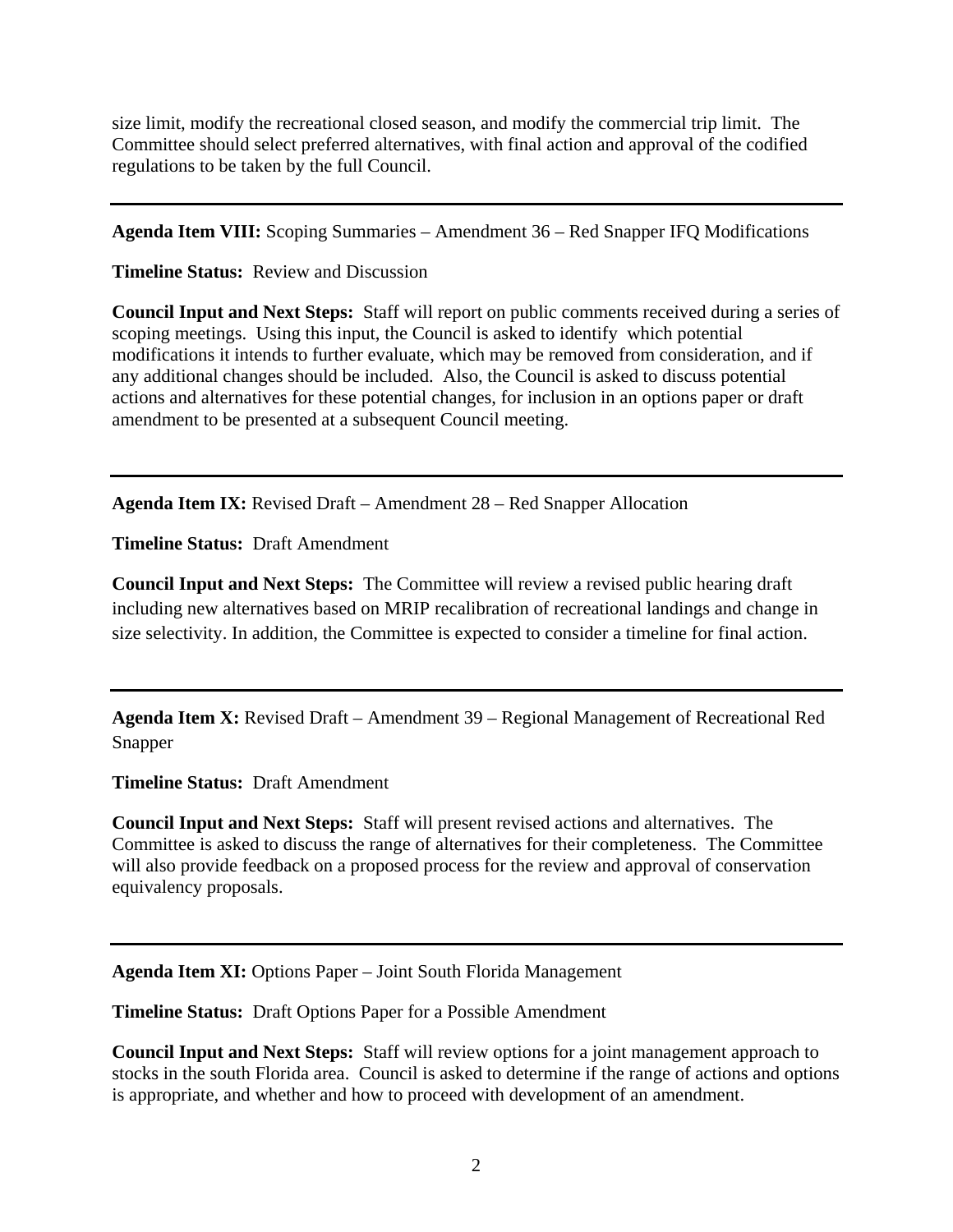size limit, modify the recreational closed season, and modify the commercial trip limit. The Committee should select preferred alternatives, with final action and approval of the codified regulations to be taken by the full Council.

---

**Agenda Item VIII:** Scoping Summaries – Amendment 36 – Red Snapper IFQ Modifications

**Timeline Status:** Review and Discussion

**Council Input and Next Steps:** Staff will report on public comments received during a series of scoping meetings. Using this input, the Council is asked to identify which potential modifications it intends to further evaluate, which may be removed from consideration, and if any additional changes should be included. Also, the Council is asked to discuss potential actions and alternatives for these potential changes, for inclusion in an options paper or draft amendment to be presented at a subsequent Council meeting.

---

**Agenda Item IX:** Revised Draft – Amendment 28 – Red Snapper Allocation

**Timeline Status:** Draft Amendment

**Council Input and Next Steps:** The Committee will review a revised public hearing draft including new alternatives based on MRIP recalibration of recreational landings and change in size selectivity. In addition, the Committee is expected to consider a timeline for final action.

---

**Agenda Item X:** Revised Draft – Amendment 39 – Regional Management of Recreational Red Snapper

**Timeline Status:** Draft Amendment

**Council Input and Next Steps:** Staff will present revised actions and alternatives. The Committee is asked to discuss the range of alternatives for their completeness. The Committee will also provide feedback on a proposed process for the review and approval of conservation equivalency proposals.

---

**Agenda Item XI:** Options Paper – Joint South Florida Management

**Timeline Status:** Draft Options Paper for a Possible Amendment

**Council Input and Next Steps:** Staff will review options for a joint management approach to stocks in the south Florida area. Council is asked to determine if the range of actions and options is appropriate, and whether and how to proceed with development of an amendment.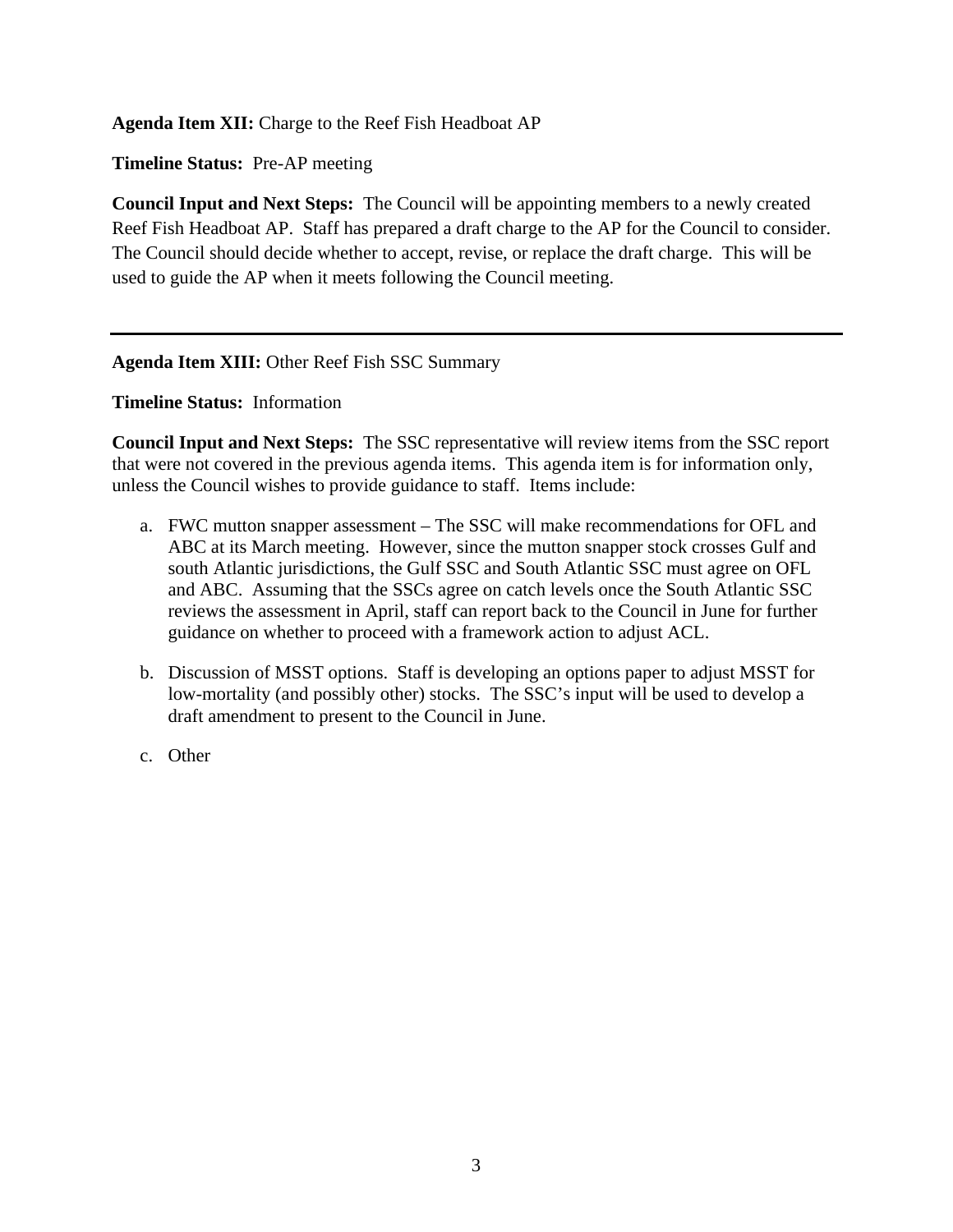**Agenda Item XII:** Charge to the Reef Fish Headboat AP

**Timeline Status:** Pre-AP meeting

**Council Input and Next Steps:** The Council will be appointing members to a newly created Reef Fish Headboat AP. Staff has prepared a draft charge to the AP for the Council to consider. The Council should decide whether to accept, revise, or replace the draft charge. This will be used to guide the AP when it meets following the Council meeting.

---

**Agenda Item XIII:** Other Reef Fish SSC Summary

**Timeline Status:** Information

**Council Input and Next Steps:** The SSC representative will review items from the SSC report that were not covered in the previous agenda items. This agenda item is for information only, unless the Council wishes to provide guidance to staff. Items include:

a. FWC mutton snapper assessment – The SSC will make recommendations for OFL and ABC at its March meeting. However, since the mutton snapper stock crosses Gulf and south Atlantic jurisdictions, the Gulf SSC and South Atlantic SSC must agree on OFL and ABC. Assuming that the SSCs agree on catch levels once the South Atlantic SSC reviews the assessment in April, staff can report back to the Council in June for further guidance on whether to proceed with a framework action to adjust ACL.

b. Discussion of MSST options. Staff is developing an options paper to adjust MSST for low-mortality (and possibly other) stocks. The SSC's input will be used to develop a draft amendment to present to the Council in June.

c. Other